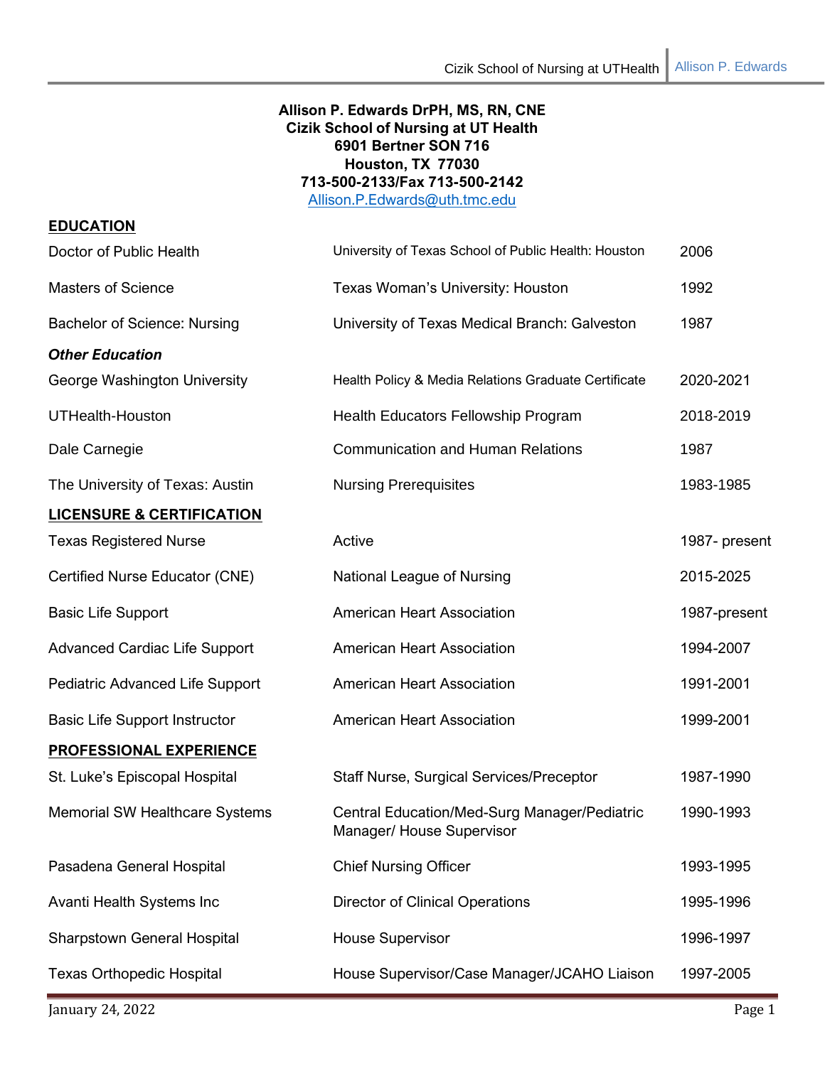**Allison P. Edwards DrPH, MS, RN, CNE**
**Cizik School of Nursing at UT Health**
**6901 Bertner SON 716**
**Houston, TX 77030**
**713-500-2133/Fax 713-500-2142**
Allison.P.Edwards@uth.tmc.edu

## EDUCATION

| | | |
|---|---|---|
| Doctor of Public Health | University of Texas School of Public Health: Houston | 2006 |
| Masters of Science | Texas Woman's University: Houston | 1992 |
| Bachelor of Science: Nursing | University of Texas Medical Branch: Galveston | 1987 |

### *Other Education*

| | | |
|---|---|---|
| George Washington University | Health Policy & Media Relations Graduate Certificate | 2020-2021 |
| UTHealth-Houston | Health Educators Fellowship Program | 2018-2019 |
| Dale Carnegie | Communication and Human Relations | 1987 |
| The University of Texas: Austin | Nursing Prerequisites | 1983-1985 |

## LICENSURE & CERTIFICATION

| | | |
|---|---|---|
| Texas Registered Nurse | Active | 1987- present |
| Certified Nurse Educator (CNE) | National League of Nursing | 2015-2025 |
| Basic Life Support | American Heart Association | 1987-present |
| Advanced Cardiac Life Support | American Heart Association | 1994-2007 |
| Pediatric Advanced Life Support | American Heart Association | 1991-2001 |
| Basic Life Support Instructor | American Heart Association | 1999-2001 |

## PROFESSIONAL EXPERIENCE

| | | |
|---|---|---|
| St. Luke's Episcopal Hospital | Staff Nurse, Surgical Services/Preceptor | 1987-1990 |
| Memorial SW Healthcare Systems | Central Education/Med-Surg Manager/Pediatric Manager/ House Supervisor | 1990-1993 |
| Pasadena General Hospital | Chief Nursing Officer | 1993-1995 |
| Avanti Health Systems Inc | Director of Clinical Operations | 1995-1996 |
| Sharpstown General Hospital | House Supervisor | 1996-1997 |
| Texas Orthopedic Hospital | House Supervisor/Case Manager/JCAHO Liaison | 1997-2005 |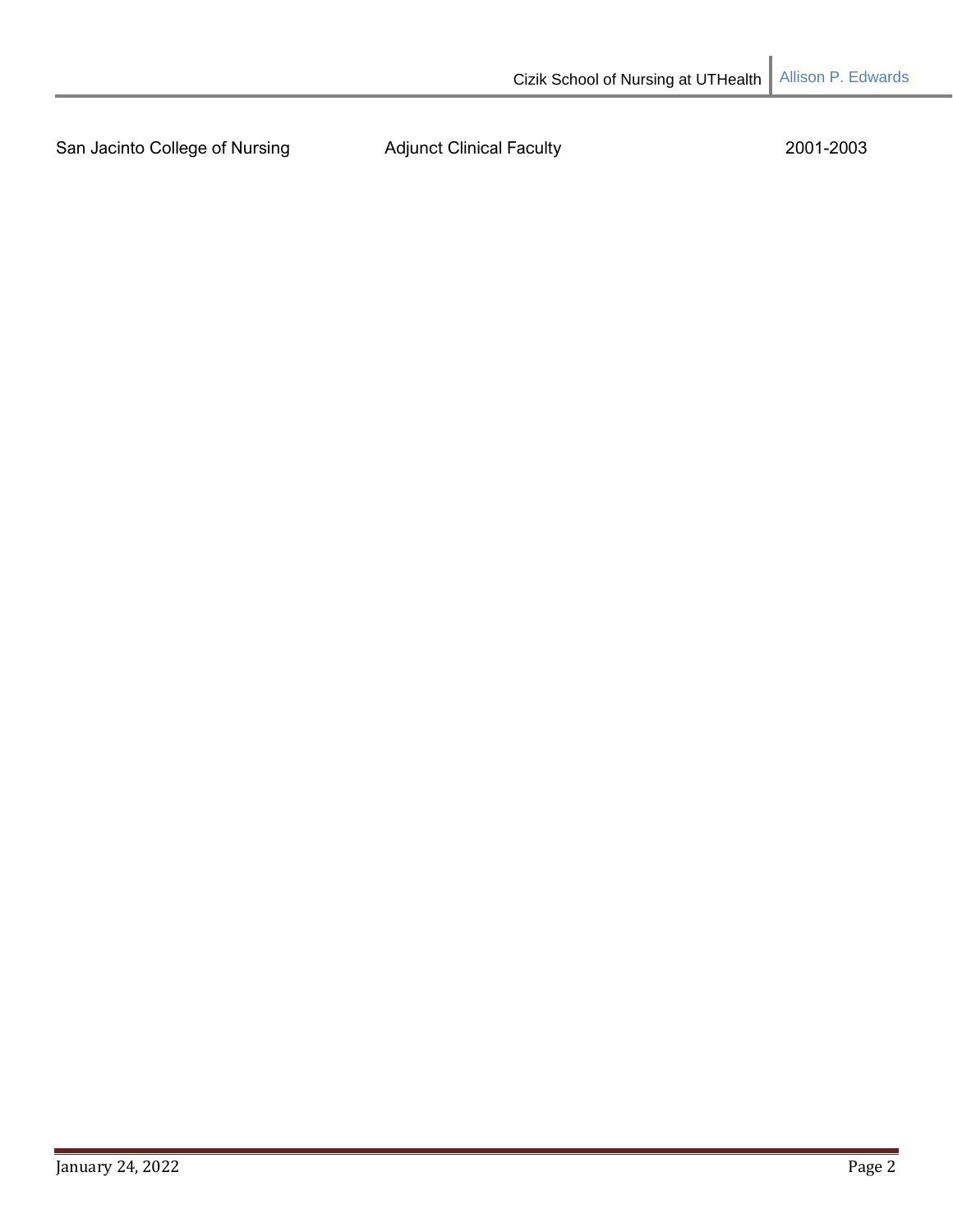| San Jacinto College of Nursing | Adjunct Clinical Faculty | 2001-2003 |
|---|---|---|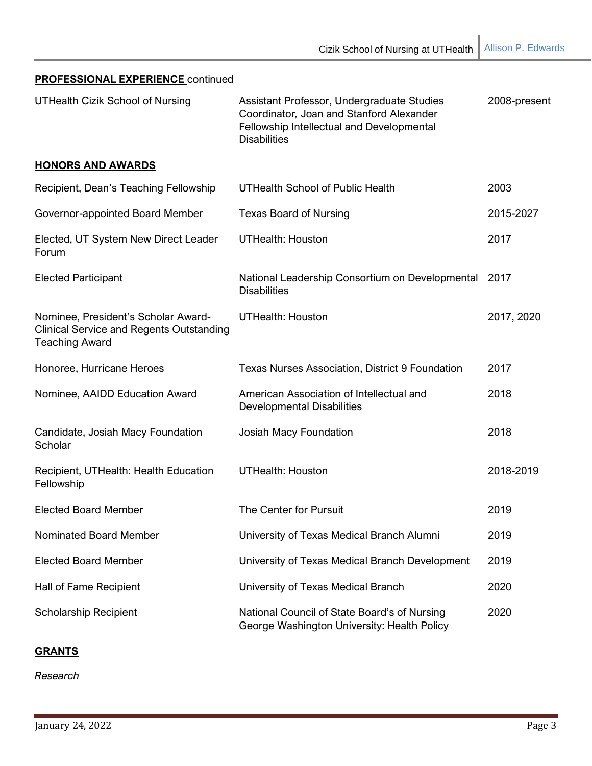**PROFESSIONAL EXPERIENCE** continued

| | | |
|---|---|---|
| UTHealth Cizik School of Nursing | Assistant Professor, Undergraduate Studies Coordinator, Joan and Stanford Alexander Fellowship Intellectual and Developmental Disabilities | 2008-present |

**HONORS AND AWARDS**

| | | |
|---|---|---|
| Recipient, Dean's Teaching Fellowship | UTHealth School of Public Health | 2003 |
| Governor-appointed Board Member | Texas Board of Nursing | 2015-2027 |
| Elected, UT System New Direct Leader Forum | UTHealth: Houston | 2017 |
| Elected Participant | National Leadership Consortium on Developmental Disabilities | 2017 |
| Nominee, President's Scholar Award-Clinical Service and Regents Outstanding Teaching Award | UTHealth: Houston | 2017, 2020 |
| Honoree, Hurricane Heroes | Texas Nurses Association, District 9 Foundation | 2017 |
| Nominee, AAIDD Education Award | American Association of Intellectual and Developmental Disabilities | 2018 |
| Candidate, Josiah Macy Foundation Scholar | Josiah Macy Foundation | 2018 |
| Recipient, UTHealth: Health Education Fellowship | UTHealth: Houston | 2018-2019 |
| Elected Board Member | The Center for Pursuit | 2019 |
| Nominated Board Member | University of Texas Medical Branch Alumni | 2019 |
| Elected Board Member | University of Texas Medical Branch Development | 2019 |
| Hall of Fame Recipient | University of Texas Medical Branch | 2020 |
| Scholarship Recipient | National Council of State Board's of Nursing George Washington University: Health Policy | 2020 |

**GRANTS**

*Research*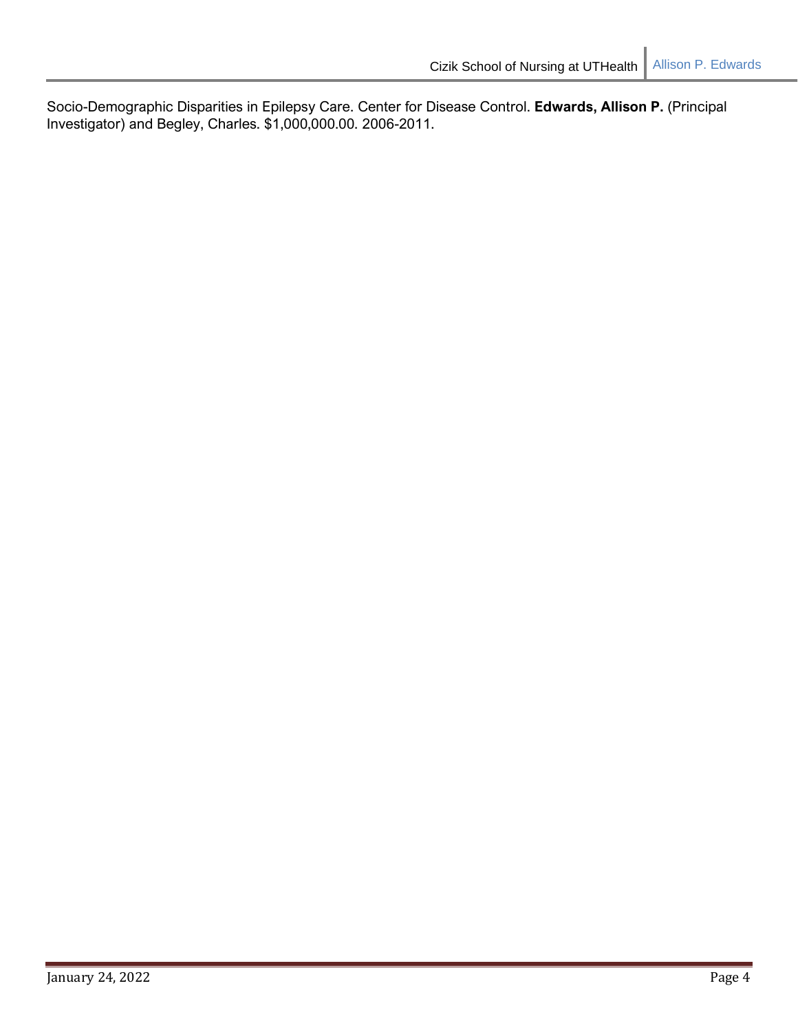Socio-Demographic Disparities in Epilepsy Care. Center for Disease Control. **Edwards, Allison P.** (Principal Investigator) and Begley, Charles. $1,000,000.00. 2006-2011.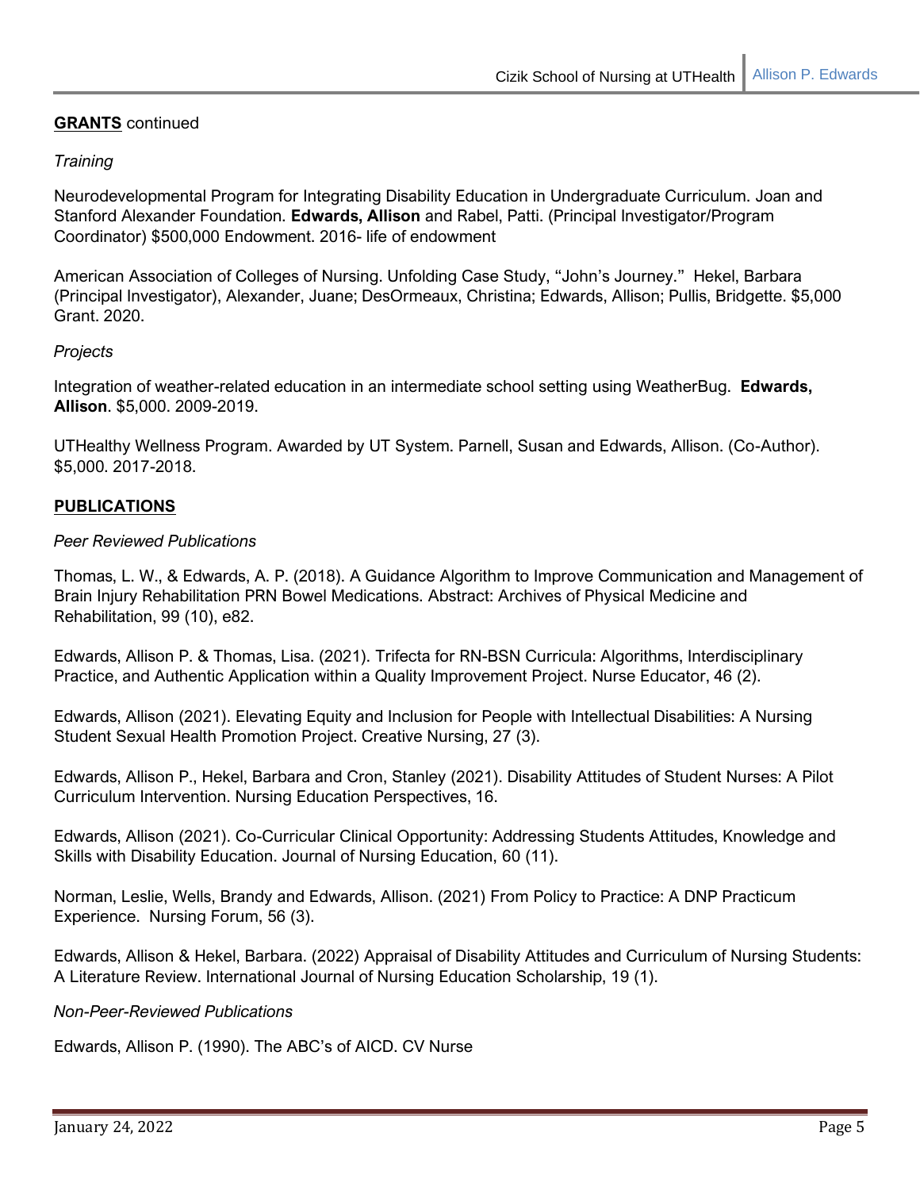**<u>GRANTS</u>** continued

*Training*

Neurodevelopmental Program for Integrating Disability Education in Undergraduate Curriculum. Joan and Stanford Alexander Foundation. **Edwards, Allison** and Rabel, Patti. (Principal Investigator/Program Coordinator) $500,000 Endowment. 2016- life of endowment

American Association of Colleges of Nursing. Unfolding Case Study, "John's Journey." Hekel, Barbara (Principal Investigator), Alexander, Juane; DesOrmeaux, Christina; Edwards, Allison; Pullis, Bridgette. $5,000 Grant. 2020.

*Projects*

Integration of weather-related education in an intermediate school setting using WeatherBug. **Edwards, Allison**. $5,000. 2009-2019.

UTHealthy Wellness Program. Awarded by UT System. Parnell, Susan and Edwards, Allison. (Co-Author). $5,000. 2017-2018.

**<u>PUBLICATIONS</u>**

*Peer Reviewed Publications*

Thomas, L. W., & Edwards, A. P. (2018). A Guidance Algorithm to Improve Communication and Management of Brain Injury Rehabilitation PRN Bowel Medications. Abstract: Archives of Physical Medicine and Rehabilitation, 99 (10), e82.

Edwards, Allison P. & Thomas, Lisa. (2021). Trifecta for RN-BSN Curricula: Algorithms, Interdisciplinary Practice, and Authentic Application within a Quality Improvement Project. Nurse Educator, 46 (2).

Edwards, Allison (2021). Elevating Equity and Inclusion for People with Intellectual Disabilities: A Nursing Student Sexual Health Promotion Project. Creative Nursing, 27 (3).

Edwards, Allison P., Hekel, Barbara and Cron, Stanley (2021). Disability Attitudes of Student Nurses: A Pilot Curriculum Intervention. Nursing Education Perspectives, 16.

Edwards, Allison (2021). Co-Curricular Clinical Opportunity: Addressing Students Attitudes, Knowledge and Skills with Disability Education. Journal of Nursing Education, 60 (11).

Norman, Leslie, Wells, Brandy and Edwards, Allison. (2021) From Policy to Practice: A DNP Practicum Experience. Nursing Forum, 56 (3).

Edwards, Allison & Hekel, Barbara. (2022) Appraisal of Disability Attitudes and Curriculum of Nursing Students: A Literature Review. International Journal of Nursing Education Scholarship, 19 (1).

*Non-Peer-Reviewed Publications*

Edwards, Allison P. (1990). The ABC's of AICD. CV Nurse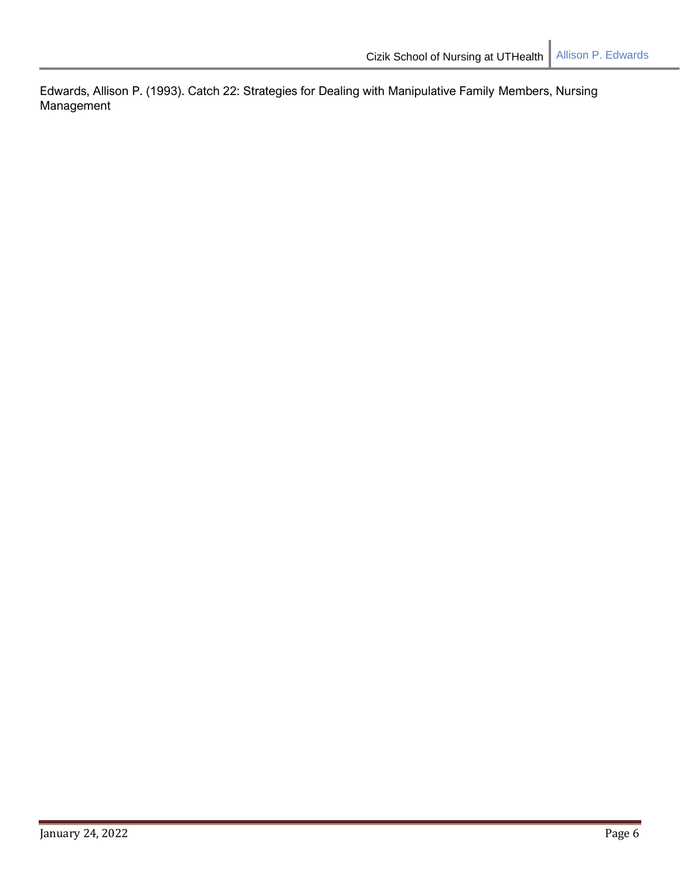Edwards, Allison P. (1993). Catch 22: Strategies for Dealing with Manipulative Family Members, Nursing Management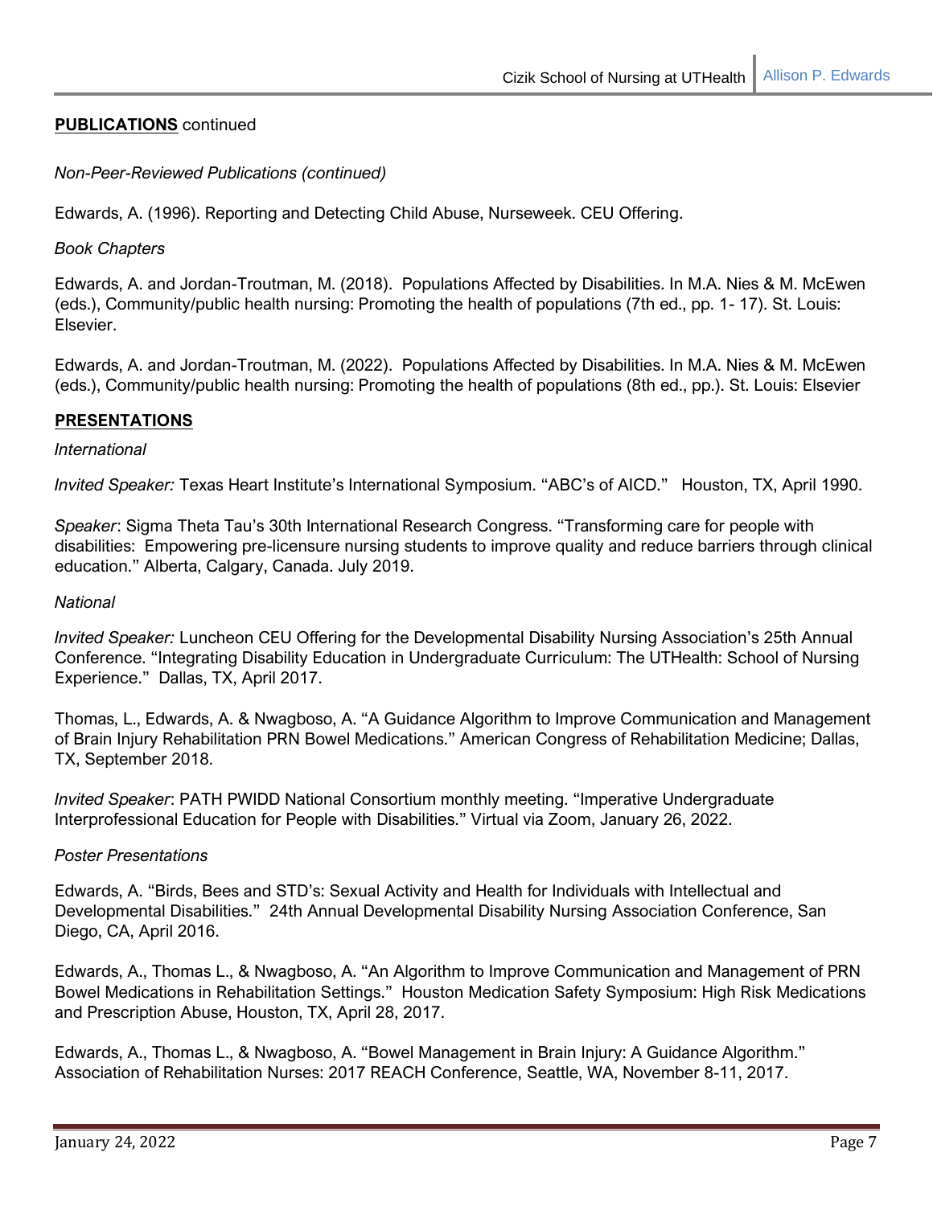**PUBLICATIONS** continued

*Non-Peer-Reviewed Publications (continued)*

Edwards, A. (1996). Reporting and Detecting Child Abuse, Nurseweek. CEU Offering.

*Book Chapters*

Edwards, A. and Jordan-Troutman, M. (2018). Populations Affected by Disabilities. In M.A. Nies & M. McEwen (eds.), Community/public health nursing: Promoting the health of populations (7th ed., pp. 1- 17). St. Louis: Elsevier.

Edwards, A. and Jordan-Troutman, M. (2022). Populations Affected by Disabilities. In M.A. Nies & M. McEwen (eds.), Community/public health nursing: Promoting the health of populations (8th ed., pp.). St. Louis: Elsevier

**PRESENTATIONS**

*International*

*Invited Speaker:* Texas Heart Institute's International Symposium. "ABC's of AICD." Houston, TX, April 1990.

*Speaker*: Sigma Theta Tau's 30th International Research Congress. "Transforming care for people with disabilities: Empowering pre-licensure nursing students to improve quality and reduce barriers through clinical education." Alberta, Calgary, Canada. July 2019.

*National*

*Invited Speaker:* Luncheon CEU Offering for the Developmental Disability Nursing Association's 25th Annual Conference. "Integrating Disability Education in Undergraduate Curriculum: The UTHealth: School of Nursing Experience." Dallas, TX, April 2017.

Thomas, L., Edwards, A. & Nwagboso, A. "A Guidance Algorithm to Improve Communication and Management of Brain Injury Rehabilitation PRN Bowel Medications." American Congress of Rehabilitation Medicine; Dallas, TX, September 2018.

*Invited Speaker*: PATH PWIDD National Consortium monthly meeting. "Imperative Undergraduate Interprofessional Education for People with Disabilities." Virtual via Zoom, January 26, 2022.

*Poster Presentations*

Edwards, A. "Birds, Bees and STD's: Sexual Activity and Health for Individuals with Intellectual and Developmental Disabilities." 24th Annual Developmental Disability Nursing Association Conference, San Diego, CA, April 2016.

Edwards, A., Thomas L., & Nwagboso, A. "An Algorithm to Improve Communication and Management of PRN Bowel Medications in Rehabilitation Settings." Houston Medication Safety Symposium: High Risk Medications and Prescription Abuse, Houston, TX, April 28, 2017.

Edwards, A., Thomas L., & Nwagboso, A. "Bowel Management in Brain Injury: A Guidance Algorithm." Association of Rehabilitation Nurses: 2017 REACH Conference, Seattle, WA, November 8-11, 2017.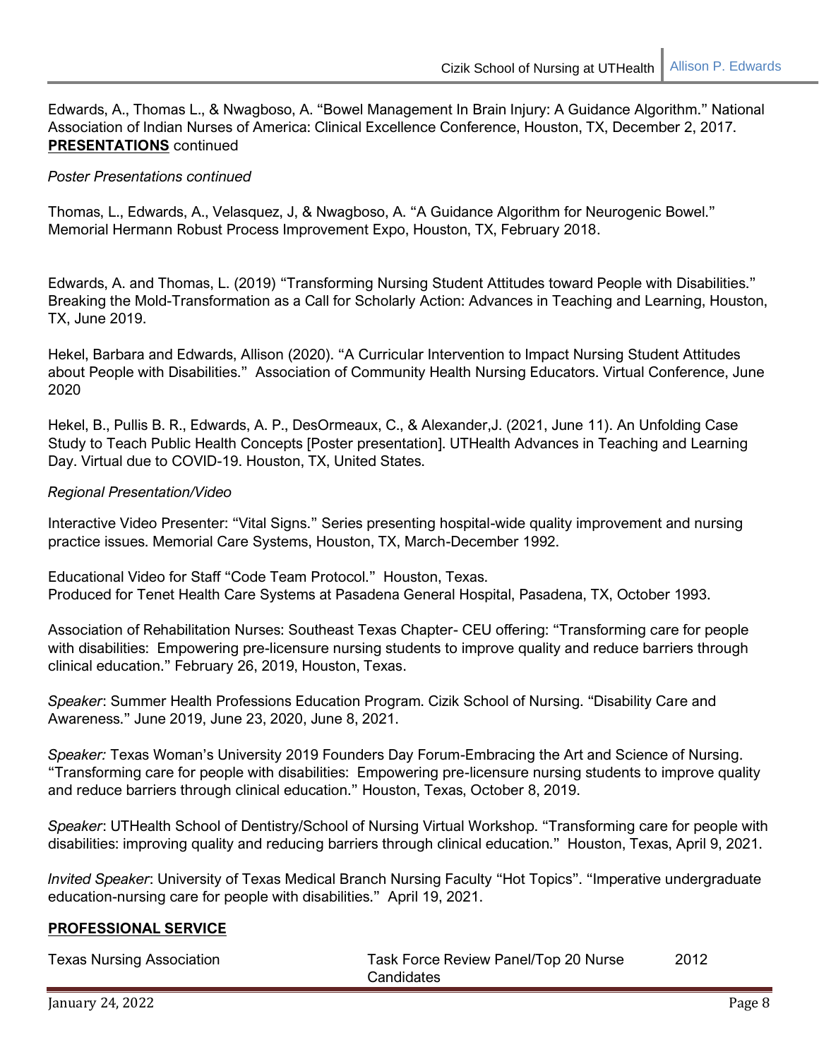Edwards, A., Thomas L., & Nwagboso, A. "Bowel Management In Brain Injury: A Guidance Algorithm." National Association of Indian Nurses of America: Clinical Excellence Conference, Houston, TX, December 2, 2017.

**PRESENTATIONS** continued

*Poster Presentations continued*

Thomas, L., Edwards, A., Velasquez, J, & Nwagboso, A. "A Guidance Algorithm for Neurogenic Bowel." Memorial Hermann Robust Process Improvement Expo, Houston, TX, February 2018.

Edwards, A. and Thomas, L. (2019) "Transforming Nursing Student Attitudes toward People with Disabilities." Breaking the Mold-Transformation as a Call for Scholarly Action: Advances in Teaching and Learning, Houston, TX, June 2019.

Hekel, Barbara and Edwards, Allison (2020). "A Curricular Intervention to Impact Nursing Student Attitudes about People with Disabilities." Association of Community Health Nursing Educators. Virtual Conference, June 2020

Hekel, B., Pullis B. R., Edwards, A. P., DesOrmeaux, C., & Alexander,J. (2021, June 11). An Unfolding Case Study to Teach Public Health Concepts [Poster presentation]. UTHealth Advances in Teaching and Learning Day. Virtual due to COVID-19. Houston, TX, United States.

*Regional Presentation/Video*

Interactive Video Presenter: "Vital Signs." Series presenting hospital-wide quality improvement and nursing practice issues. Memorial Care Systems, Houston, TX, March-December 1992.

Educational Video for Staff "Code Team Protocol." Houston, Texas.
Produced for Tenet Health Care Systems at Pasadena General Hospital, Pasadena, TX, October 1993.

Association of Rehabilitation Nurses: Southeast Texas Chapter- CEU offering: "Transforming care for people with disabilities: Empowering pre-licensure nursing students to improve quality and reduce barriers through clinical education." February 26, 2019, Houston, Texas.

*Speaker*: Summer Health Professions Education Program. Cizik School of Nursing. "Disability Care and Awareness." June 2019, June 23, 2020, June 8, 2021.

*Speaker:* Texas Woman's University 2019 Founders Day Forum-Embracing the Art and Science of Nursing. "Transforming care for people with disabilities: Empowering pre-licensure nursing students to improve quality and reduce barriers through clinical education." Houston, Texas, October 8, 2019.

*Speaker*: UTHealth School of Dentistry/School of Nursing Virtual Workshop. "Transforming care for people with disabilities: improving quality and reducing barriers through clinical education." Houston, Texas, April 9, 2021.

*Invited Speaker*: University of Texas Medical Branch Nursing Faculty "Hot Topics". "Imperative undergraduate education-nursing care for people with disabilities." April 19, 2021.

**PROFESSIONAL SERVICE**

| | | |
|---|---|---|
| Texas Nursing Association | Task Force Review Panel/Top 20 Nurse Candidates | 2012 |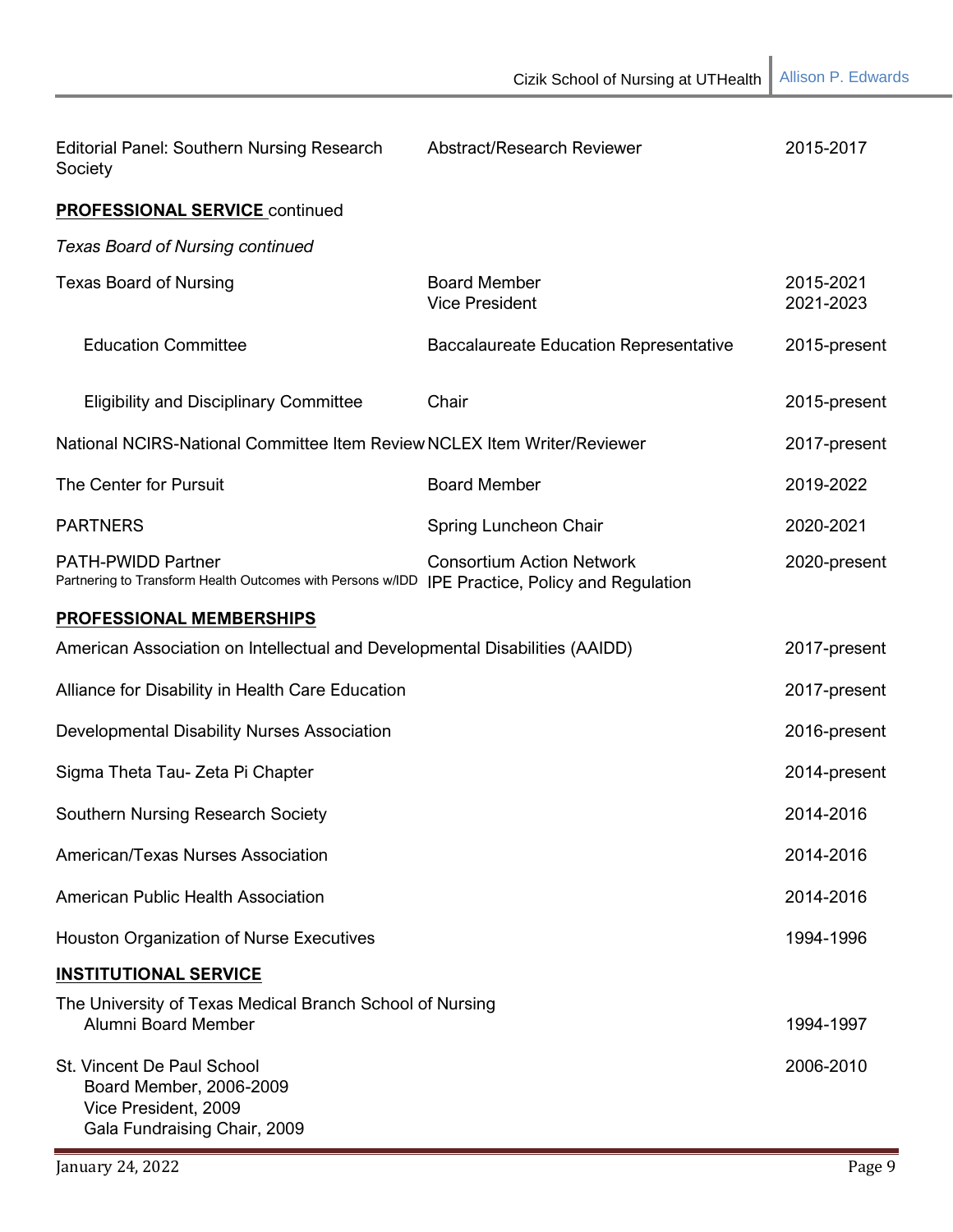| | | |
|---|---|---|
| Editorial Panel: Southern Nursing Research Society | Abstract/Research Reviewer | 2015-2017 |

**PROFESSIONAL SERVICE** continued

*Texas Board of Nursing continued*

| | | |
|---|---|---|
| Texas Board of Nursing | Board Member<br>Vice President | 2015-2021<br>2021-2023 |
| Education Committee | Baccalaureate Education Representative | 2015-present |
| Eligibility and Disciplinary Committee | Chair | 2015-present |
| National NCIRS-National Committee Item Review | NCLEX Item Writer/Reviewer | 2017-present |
| The Center for Pursuit | Board Member | 2019-2022 |
| PARTNERS | Spring Luncheon Chair | 2020-2021 |
| PATH-PWIDD Partner<br>Partnering to Transform Health Outcomes with Persons w/IDD | Consortium Action Network<br>IPE Practice, Policy and Regulation | 2020-present |

**PROFESSIONAL MEMBERSHIPS**

| | |
|---|---|
| American Association on Intellectual and Developmental Disabilities (AAIDD) | 2017-present |
| Alliance for Disability in Health Care Education | 2017-present |
| Developmental Disability Nurses Association | 2016-present |
| Sigma Theta Tau- Zeta Pi Chapter | 2014-present |
| Southern Nursing Research Society | 2014-2016 |
| American/Texas Nurses Association | 2014-2016 |
| American Public Health Association | 2014-2016 |
| Houston Organization of Nurse Executives | 1994-1996 |

**INSTITUTIONAL SERVICE**

| | |
|---|---|
| The University of Texas Medical Branch School of Nursing<br>Alumni Board Member | 1994-1997 |
| St. Vincent De Paul School<br>Board Member, 2006-2009<br>Vice President, 2009<br>Gala Fundraising Chair, 2009 | 2006-2010 |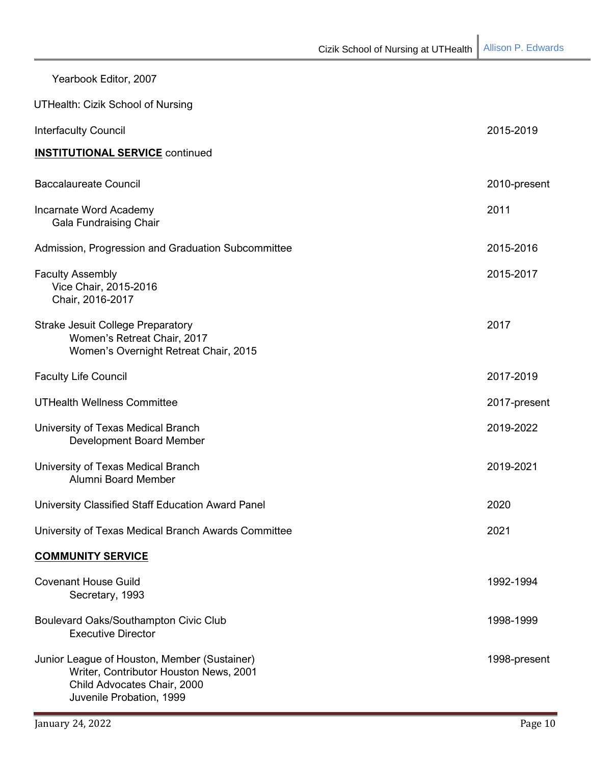Yearbook Editor, 2007

UTHealth: Cizik School of Nursing

Interfaculty Council 2015-2019

**INSTITUTIONAL SERVICE** continued

Baccalaureate Council 2010-present

Incarnate Word Academy 2011
Gala Fundraising Chair

Admission, Progression and Graduation Subcommittee 2015-2016

Faculty Assembly 2015-2017
Vice Chair, 2015-2016
Chair, 2016-2017

Strake Jesuit College Preparatory 2017
Women's Retreat Chair, 2017
Women's Overnight Retreat Chair, 2015

Faculty Life Council 2017-2019

UTHealth Wellness Committee 2017-present

University of Texas Medical Branch 2019-2022
Development Board Member

University of Texas Medical Branch 2019-2021
Alumni Board Member

University Classified Staff Education Award Panel 2020

University of Texas Medical Branch Awards Committee 2021

**COMMUNITY SERVICE**

Covenant House Guild 1992-1994
Secretary, 1993

Boulevard Oaks/Southampton Civic Club 1998-1999
Executive Director

Junior League of Houston, Member (Sustainer) 1998-present
Writer, Contributor Houston News, 2001
Child Advocates Chair, 2000
Juvenile Probation, 1999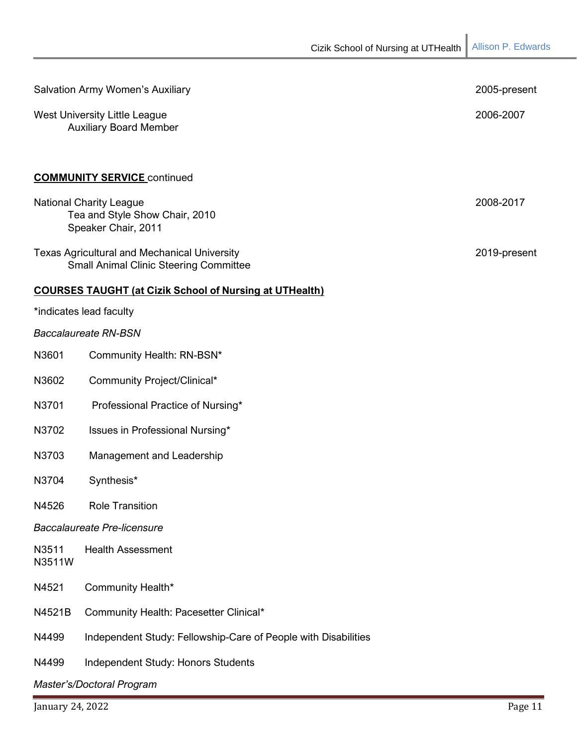Salvation Army Women's Auxiliary 2005-present

West University Little League 2006-2007
Auxiliary Board Member

**COMMUNITY SERVICE** continued

National Charity League 2008-2017
Tea and Style Show Chair, 2010
Speaker Chair, 2011

Texas Agricultural and Mechanical University 2019-present
Small Animal Clinic Steering Committee

## COURSES TAUGHT (at Cizik School of Nursing at UTHealth)

*indicates lead faculty

*Baccalaureate RN-BSN*

N3601 Community Health: RN-BSN*

N3602 Community Project/Clinical*

N3701 Professional Practice of Nursing*

N3702 Issues in Professional Nursing*

N3703 Management and Leadership

N3704 Synthesis*

N4526 Role Transition

*Baccalaureate Pre-licensure*

N3511
N3511W Health Assessment

N4521 Community Health*

N4521B Community Health: Pacesetter Clinical*

N4499 Independent Study: Fellowship-Care of People with Disabilities

N4499 Independent Study: Honors Students

*Master's/Doctoral Program*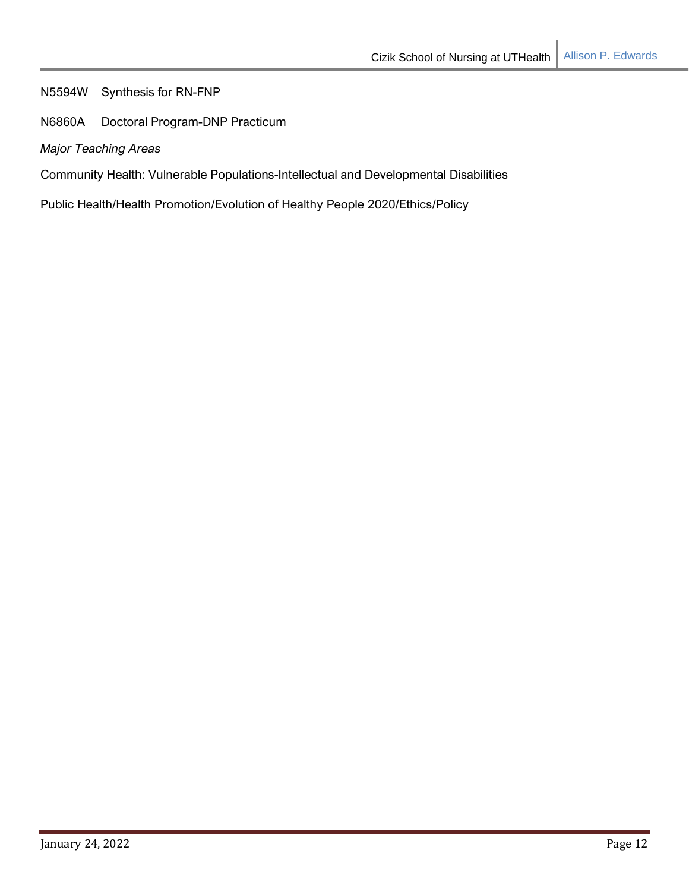N5594W Synthesis for RN-FNP

N6860A Doctoral Program-DNP Practicum

*Major Teaching Areas*

Community Health: Vulnerable Populations-Intellectual and Developmental Disabilities

Public Health/Health Promotion/Evolution of Healthy People 2020/Ethics/Policy